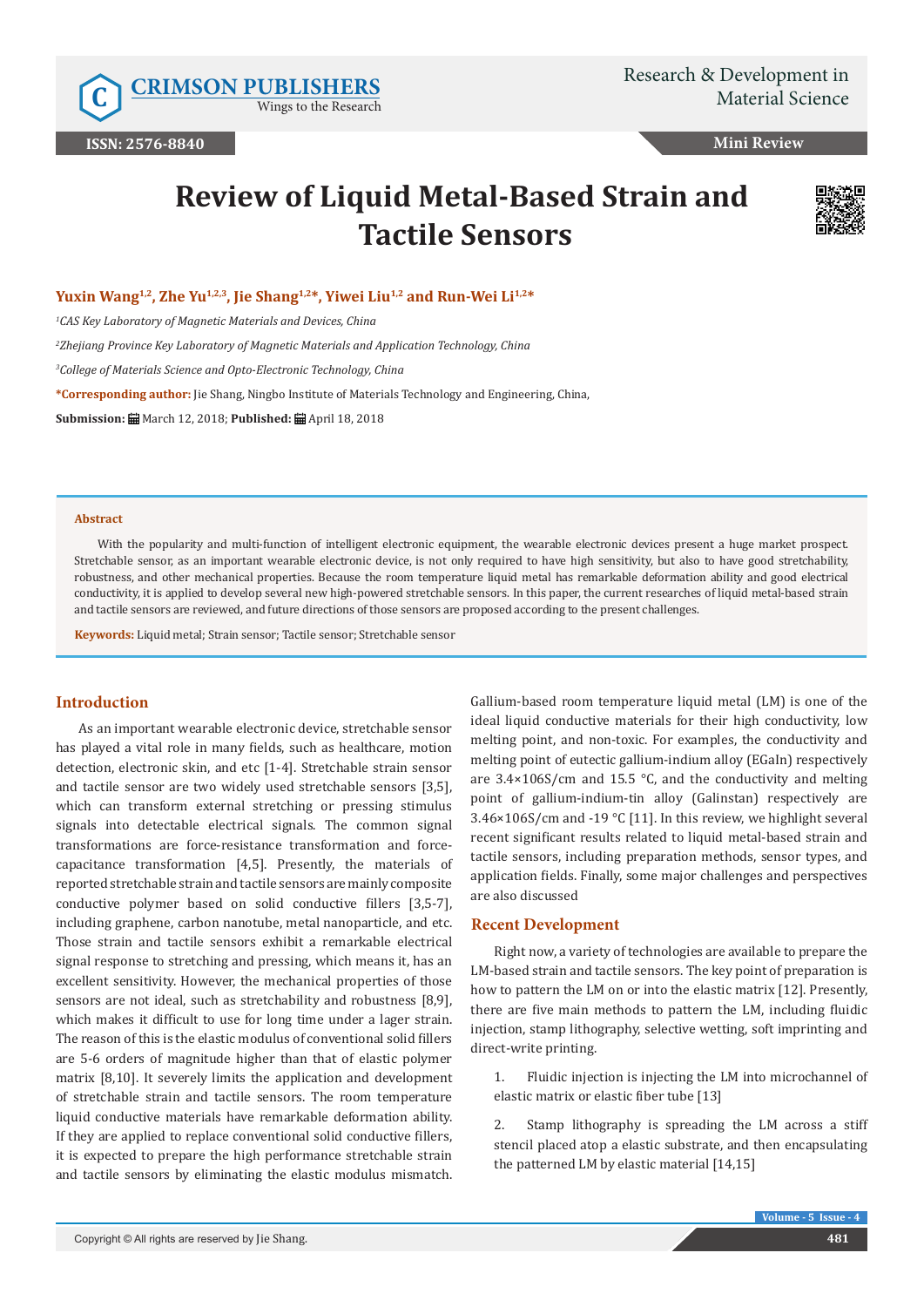Research & Development in Material Science

ISSN: 2576-8840

Mini Review

# Review of Liquid Metal-Based Strain and Tactile Sensors

**Yuxin Wang[1,2], Zhe Yu[1,2,3], Jie Shang[1,2]*, Yiwei Liu[1,2] and Run-Wei Li[1,2]***

*[1]CAS Key Laboratory of Magnetic Materials and Devices, China*

*[2]Zhejiang Province Key Laboratory of Magnetic Materials and Application Technology, China*

*[3]College of Materials Science and Opto-Electronic Technology, China*

***Corresponding author:** Jie Shang, Ningbo Institute of Materials Technology and Engineering, China,

**Submission:** March 12, 2018; **Published:** April 18, 2018

### Abstract

With the popularity and multi-function of intelligent electronic equipment, the wearable electronic devices present a huge market prospect. Stretchable sensor, as an important wearable electronic device, is not only required to have high sensitivity, but also to have good stretchability, robustness, and other mechanical properties. Because the room temperature liquid metal has remarkable deformation ability and good electrical conductivity, it is applied to develop several new high-powered stretchable sensors. In this paper, the current researches of liquid metal-based strain and tactile sensors are reviewed, and future directions of those sensors are proposed according to the present challenges.

**Keywords:** Liquid metal; Strain sensor; Tactile sensor; Stretchable sensor

## Introduction

As an important wearable electronic device, stretchable sensor has played a vital role in many fields, such as healthcare, motion detection, electronic skin, and etc [1-4]. Stretchable strain sensor and tactile sensor are two widely used stretchable sensors [3,5], which can transform external stretching or pressing stimulus signals into detectable electrical signals. The common signal transformations are force-resistance transformation and force-capacitance transformation [4,5]. Presently, the materials of reported stretchable strain and tactile sensors are mainly composite conductive polymer based on solid conductive fillers [3,5-7], including graphene, carbon nanotube, metal nanoparticle, and etc. Those strain and tactile sensors exhibit a remarkable electrical signal response to stretching and pressing, which means it, has an excellent sensitivity. However, the mechanical properties of those sensors are not ideal, such as stretchability and robustness [8,9], which makes it difficult to use for long time under a lager strain. The reason of this is the elastic modulus of conventional solid fillers are 5-6 orders of magnitude higher than that of elastic polymer matrix [8,10]. It severely limits the application and development of stretchable strain and tactile sensors. The room temperature liquid conductive materials have remarkable deformation ability. If they are applied to replace conventional solid conductive fillers, it is expected to prepare the high performance stretchable strain and tactile sensors by eliminating the elastic modulus mismatch. Gallium-based room temperature liquid metal (LM) is one of the ideal liquid conductive materials for their high conductivity, low melting point, and non-toxic. For examples, the conductivity and melting point of eutectic gallium-indium alloy (EGaIn) respectively are 3.4×106S/cm and 15.5 °C, and the conductivity and melting point of gallium-indium-tin alloy (Galinstan) respectively are 3.46×106S/cm and -19 °C [11]. In this review, we highlight several recent significant results related to liquid metal-based strain and tactile sensors, including preparation methods, sensor types, and application fields. Finally, some major challenges and perspectives are also discussed

## Recent Development

Right now, a variety of technologies are available to prepare the LM-based strain and tactile sensors. The key point of preparation is how to pattern the LM on or into the elastic matrix [12]. Presently, there are five main methods to pattern the LM, including fluidic injection, stamp lithography, selective wetting, soft imprinting and direct-write printing.

1. Fluidic injection is injecting the LM into microchannel of elastic matrix or elastic fiber tube [13]
2. Stamp lithography is spreading the LM across a stiff stencil placed atop a elastic substrate, and then encapsulating the patterned LM by elastic material [14,15]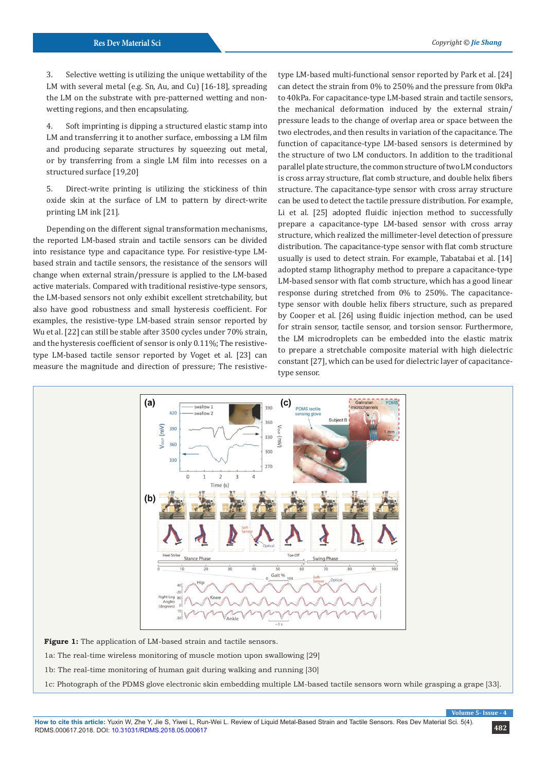3. Selective wetting is utilizing the unique wettability of the LM with several metal (e.g. Sn, Au, and Cu) [16-18], spreading the LM on the substrate with pre-patterned wetting and non-wetting regions, and then encapsulating.

4. Soft imprinting is dipping a structured elastic stamp into LM and transferring it to another surface, embossing a LM film and producing separate structures by squeezing out metal, or by transferring from a single LM film into recesses on a structured surface [19,20]

5. Direct-write printing is utilizing the stickiness of thin oxide skin at the surface of LM to pattern by direct-write printing LM ink [21].

Depending on the different signal transformation mechanisms, the reported LM-based strain and tactile sensors can be divided into resistance type and capacitance type. For resistive-type LM-based strain and tactile sensors, the resistance of the sensors will change when external strain/pressure is applied to the LM-based active materials. Compared with traditional resistive-type sensors, the LM-based sensors not only exhibit excellent stretchability, but also have good robustness and small hysteresis coefficient. For examples, the resistive-type LM-based strain sensor reported by Wu et al. [22] can still be stable after 3500 cycles under 70% strain, and the hysteresis coefficient of sensor is only 0.11%; The resistive-type LM-based tactile sensor reported by Voget et al. [23] can measure the magnitude and direction of pressure; The resistive-type LM-based multi-functional sensor reported by Park et al. [24] can detect the strain from 0% to 250% and the pressure from 0kPa to 40kPa. For capacitance-type LM-based strain and tactile sensors, the mechanical deformation induced by the external strain/pressure leads to the change of overlap area or space between the two electrodes, and then results in variation of the capacitance. The function of capacitance-type LM-based sensors is determined by the structure of two LM conductors. In addition to the traditional parallel plate structure, the common structure of two LM conductors is cross array structure, flat comb structure, and double helix fibers structure. The capacitance-type sensor with cross array structure can be used to detect the tactile pressure distribution. For example, Li et al. [25] adopted fluidic injection method to successfully prepare a capacitance-type LM-based sensor with cross array structure, which realized the millimeter-level detection of pressure distribution. The capacitance-type sensor with flat comb structure usually is used to detect strain. For example, Tabatabai et al. [14] adopted stamp lithography method to prepare a capacitance-type LM-based sensor with flat comb structure, which has a good linear response during stretched from 0% to 250%. The capacitance-type sensor with double helix fibers structure, such as prepared by Cooper et al. [26] using fluidic injection method, can be used for strain sensor, tactile sensor, and torsion sensor. Furthermore, the LM microdroplets can be embedded into the elastic matrix to prepare a stretchable composite material with high dielectric constant [27], which can be used for dielectric layer of capacitance-type sensor.

**Figure 1:** The application of LM-based strain and tactile sensors.

1a: The real-time wireless monitoring of muscle motion upon swallowing [29]

1b: The real-time monitoring of human gait during walking and running [30]

1c: Photograph of the PDMS glove electronic skin embedding multiple LM-based tactile sensors worn while grasping a grape [33].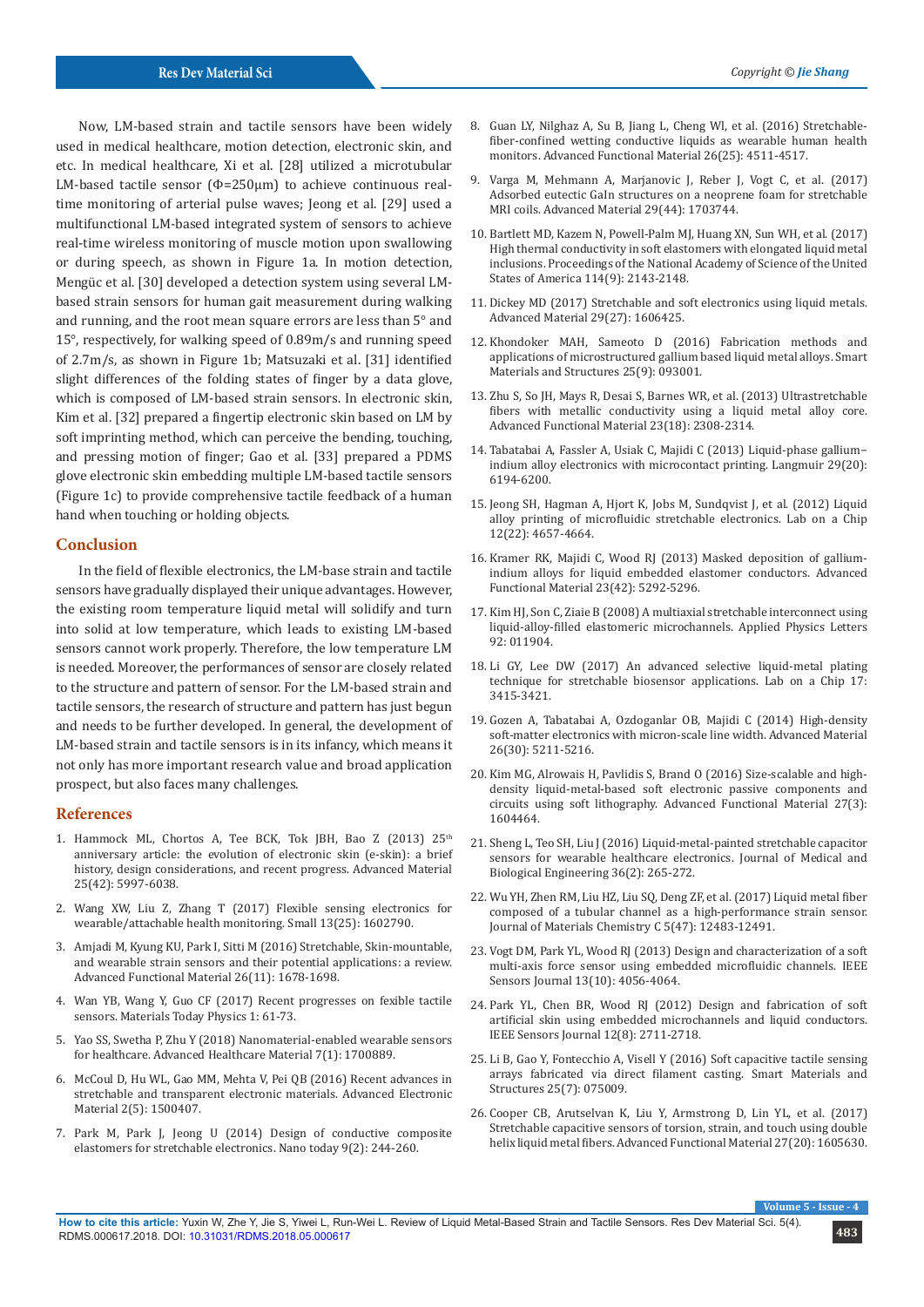Now, LM-based strain and tactile sensors have been widely used in medical healthcare, motion detection, electronic skin, and etc. In medical healthcare, Xi et al. [28] utilized a microtubular LM-based tactile sensor (Φ=250μm) to achieve continuous real-time monitoring of arterial pulse waves; Jeong et al. [29] used a multifunctional LM-based integrated system of sensors to achieve real-time wireless monitoring of muscle motion upon swallowing or during speech, as shown in Figure 1a. In motion detection, Mengüc et al. [30] developed a detection system using several LM-based strain sensors for human gait measurement during walking and running, and the root mean square errors are less than 5° and 15°, respectively, for walking speed of 0.89m/s and running speed of 2.7m/s, as shown in Figure 1b; Matsuzaki et al. [31] identified slight differences of the folding states of finger by a data glove, which is composed of LM-based strain sensors. In electronic skin, Kim et al. [32] prepared a fingertip electronic skin based on LM by soft imprinting method, which can perceive the bending, touching, and pressing motion of finger; Gao et al. [33] prepared a PDMS glove electronic skin embedding multiple LM-based tactile sensors (Figure 1c) to provide comprehensive tactile feedback of a human hand when touching or holding objects.

## Conclusion

In the field of flexible electronics, the LM-base strain and tactile sensors have gradually displayed their unique advantages. However, the existing room temperature liquid metal will solidify and turn into solid at low temperature, which leads to existing LM-based sensors cannot work properly. Therefore, the low temperature LM is needed. Moreover, the performances of sensor are closely related to the structure and pattern of sensor. For the LM-based strain and tactile sensors, the research of structure and pattern has just begun and needs to be further developed. In general, the development of LM-based strain and tactile sensors is in its infancy, which means it not only has more important research value and broad application prospect, but also faces many challenges.

## References

1. Hammock ML, Chortos A, Tee BCK, Tok JBH, Bao Z (2013) 25th anniversary article: the evolution of electronic skin (e-skin): a brief history, design considerations, and recent progress. Advanced Material 25(42): 5997-6038.
2. Wang XW, Liu Z, Zhang T (2017) Flexible sensing electronics for wearable/attachable health monitoring. Small 13(25): 1602790.
3. Amjadi M, Kyung KU, Park I, Sitti M (2016) Stretchable, Skin-mountable, and wearable strain sensors and their potential applications: a review. Advanced Functional Material 26(11): 1678-1698.
4. Wan YB, Wang Y, Guo CF (2017) Recent progresses on fexible tactile sensors. Materials Today Physics 1: 61-73.
5. Yao SS, Swetha P, Zhu Y (2018) Nanomaterial-enabled wearable sensors for healthcare. Advanced Healthcare Material 7(1): 1700889.
6. McCoul D, Hu WL, Gao MM, Mehta V, Pei QB (2016) Recent advances in stretchable and transparent electronic materials. Advanced Electronic Material 2(5): 1500407.
7. Park M, Park J, Jeong U (2014) Design of conductive composite elastomers for stretchable electronics. Nano today 9(2): 244-260.
8. Guan LY, Nilghaz A, Su B, Jiang L, Cheng WI, et al. (2016) Stretchable-fiber-confined wetting conductive liquids as wearable human health monitors. Advanced Functional Material 26(25): 4511-4517.
9. Varga M, Mehmann A, Marjanovic J, Reber J, Vogt C, et al. (2017) Adsorbed eutectic GaIn structures on a neoprene foam for stretchable MRI coils. Advanced Material 29(44): 1703744.
10. Bartlett MD, Kazem N, Powell-Palm MJ, Huang XN, Sun WH, et al. (2017) High thermal conductivity in soft elastomers with elongated liquid metal inclusions. Proceedings of the National Academy of Science of the United States of America 114(9): 2143-2148.
11. Dickey MD (2017) Stretchable and soft electronics using liquid metals. Advanced Material 29(27): 1606425.
12. Khondoker MAH, Sameoto D (2016) Fabrication methods and applications of microstructured gallium based liquid metal alloys. Smart Materials and Structures 25(9): 093001.
13. Zhu S, So JH, Mays R, Desai S, Barnes WR, et al. (2013) Ultrastretchable fibers with metallic conductivity using a liquid metal alloy core. Advanced Functional Material 23(18): 2308-2314.
14. Tabatabai A, Fassler A, Usiak C, Majidi C (2013) Liquid-phase gallium–indium alloy electronics with microcontact printing. Langmuir 29(20): 6194-6200.
15. Jeong SH, Hagman A, Hjort K, Jobs M, Sundqvist J, et al. (2012) Liquid alloy printing of microfluidic stretchable electronics. Lab on a Chip 12(22): 4657-4664.
16. Kramer RK, Majidi C, Wood RJ (2013) Masked deposition of gallium-indium alloys for liquid embedded elastomer conductors. Advanced Functional Material 23(42): 5292-5296.
17. Kim HJ, Son C, Ziaie B (2008) A multiaxial stretchable interconnect using liquid-alloy-filled elastomeric microchannels. Applied Physics Letters 92: 011904.
18. Li GY, Lee DW (2017) An advanced selective liquid-metal plating technique for stretchable biosensor applications. Lab on a Chip 17: 3415-3421.
19. Gozen A, Tabatabai A, Ozdoganlar OB, Majidi C (2014) High-density soft-matter electronics with micron-scale line width. Advanced Material 26(30): 5211-5216.
20. Kim MG, Alrowais H, Pavlidis S, Brand O (2016) Size-scalable and high-density liquid-metal-based soft electronic passive components and circuits using soft lithography. Advanced Functional Material 27(3): 1604464.
21. Sheng L, Teo SH, Liu J (2016) Liquid-metal-painted stretchable capacitor sensors for wearable healthcare electronics. Journal of Medical and Biological Engineering 36(2): 265-272.
22. Wu YH, Zhen RM, Liu HZ, Liu SQ, Deng ZF, et al. (2017) Liquid metal fiber composed of a tubular channel as a high-performance strain sensor. Journal of Materials Chemistry C 5(47): 12483-12491.
23. Vogt DM, Park YL, Wood RJ (2013) Design and characterization of a soft multi-axis force sensor using embedded microfluidic channels. IEEE Sensors Journal 13(10): 4056-4064.
24. Park YL, Chen BR, Wood RJ (2012) Design and fabrication of soft artificial skin using embedded microchannels and liquid conductors. IEEE Sensors Journal 12(8): 2711-2718.
25. Li B, Gao Y, Fontecchio A, Visell Y (2016) Soft capacitive tactile sensing arrays fabricated via direct filament casting. Smart Materials and Structures 25(7): 075009.
26. Cooper CB, Arutselvan K, Liu Y, Armstrong D, Lin YL, et al. (2017) Stretchable capacitive sensors of torsion, strain, and touch using double helix liquid metal fibers. Advanced Functional Material 27(20): 1605630.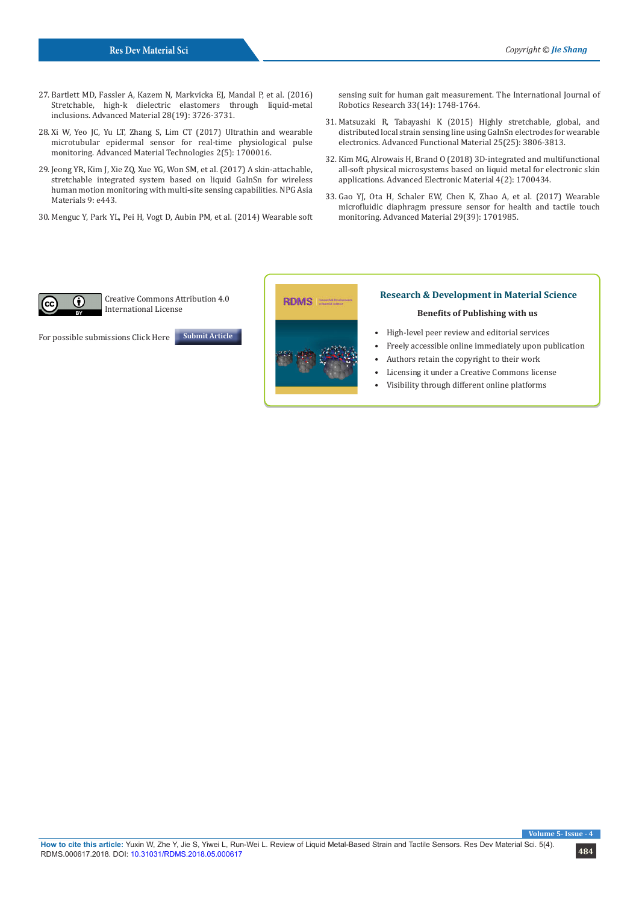27. Bartlett MD, Fassler A, Kazem N, Markvicka EJ, Mandal P, et al. (2016) Stretchable, high-k dielectric elastomers through liquid-metal inclusions. Advanced Material 28(19): 3726-3731.

28. Xi W, Yeo JC, Yu LT, Zhang S, Lim CT (2017) Ultrathin and wearable microtubular epidermal sensor for real-time physiological pulse monitoring. Advanced Material Technologies 2(5): 1700016.

29. Jeong YR, Kim J, Xie ZQ, Xue YG, Won SM, et al. (2017) A skin-attachable, stretchable integrated system based on liquid GaInSn for wireless human motion monitoring with multi-site sensing capabilities. NPG Asia Materials 9: e443.

30. Menguc Y, Park YL, Pei H, Vogt D, Aubin PM, et al. (2014) Wearable soft sensing suit for human gait measurement. The International Journal of Robotics Research 33(14): 1748-1764.

31. Matsuzaki R, Tabayashi K (2015) Highly stretchable, global, and distributed local strain sensing line using GaInSn electrodes for wearable electronics. Advanced Functional Material 25(25): 3806-3813.

32. Kim MG, Alrowais H, Brand O (2018) 3D-integrated and multifunctional all-soft physical microsystems based on liquid metal for electronic skin applications. Advanced Electronic Material 4(2): 1700434.

33. Gao YJ, Ota H, Schaler EW, Chen K, Zhao A, et al. (2017) Wearable microfluidic diaphragm pressure sensor for health and tactile touch monitoring. Advanced Material 29(39): 1701985.

Creative Commons Attribution 4.0 International License

For possible submissions Click Here **Submit Article**

**Research & Development in Material Science**

**Benefits of Publishing with us**

- High-level peer review and editorial services
- Freely accessible online immediately upon publication
- Authors retain the copyright to their work
- Licensing it under a Creative Commons license
- Visibility through different online platforms

**How to cite this article:** Yuxin W, Zhe Y, Jie S, Yiwei L, Run-Wei L. Review of Liquid Metal-Based Strain and Tactile Sensors. Res Dev Material Sci. 5(4). RDMS.000617.2018. DOI: 10.31031/RDMS.2018.05.000617